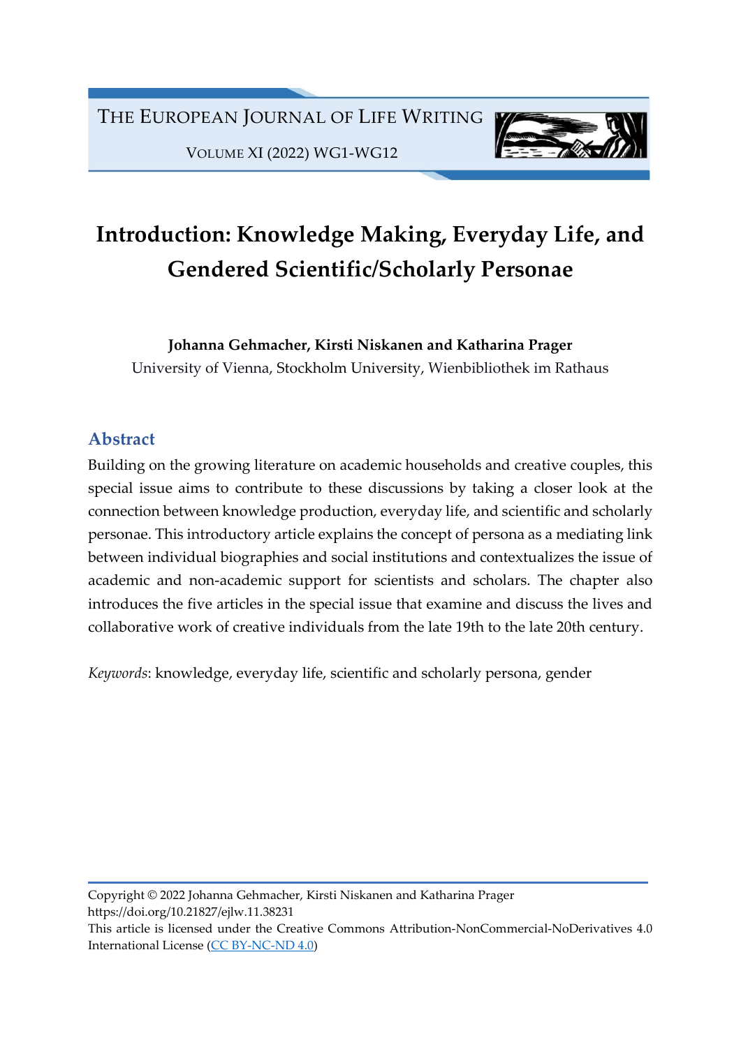# Introduction: Knowledge Making, Everyday Life, and Gendered Scientific/Scholarly Personae

**Johanna Gehmacher, Kirsti Niskanen and Katharina Prager**

University of Vienna, Stockholm University, Wienbibliothek im Rathaus

## Abstract

Building on the growing literature on academic households and creative couples, this special issue aims to contribute to these discussions by taking a closer look at the connection between knowledge production, everyday life, and scientific and scholarly personae. This introductory article explains the concept of persona as a mediating link between individual biographies and social institutions and contextualizes the issue of academic and non-academic support for scientists and scholars. The chapter also introduces the five articles in the special issue that examine and discuss the lives and collaborative work of creative individuals from the late 19th to the late 20th century.

*Keywords*: knowledge, everyday life, scientific and scholarly persona, gender

Copyright © 2022 Johanna Gehmacher, Kirsti Niskanen and Katharina Prager
https://doi.org/10.21827/ejlw.11.38231
This article is licensed under the Creative Commons Attribution-NonCommercial-NoDerivatives 4.0 International License (CC BY-NC-ND 4.0)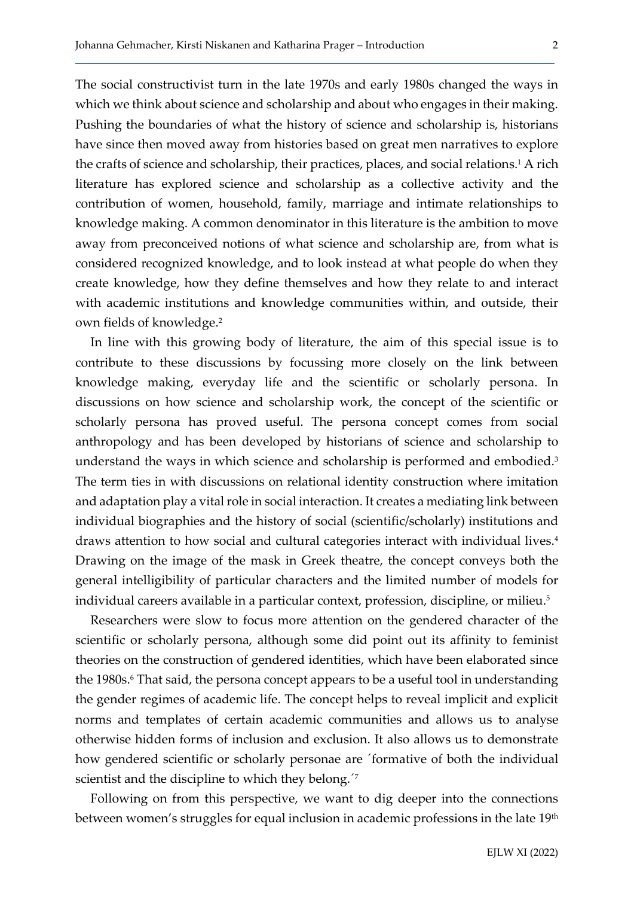The social constructivist turn in the late 1970s and early 1980s changed the ways in which we think about science and scholarship and about who engages in their making. Pushing the boundaries of what the history of science and scholarship is, historians have since then moved away from histories based on great men narratives to explore the crafts of science and scholarship, their practices, places, and social relations.[1] A rich literature has explored science and scholarship as a collective activity and the contribution of women, household, family, marriage and intimate relationships to knowledge making. A common denominator in this literature is the ambition to move away from preconceived notions of what science and scholarship are, from what is considered recognized knowledge, and to look instead at what people do when they create knowledge, how they define themselves and how they relate to and interact with academic institutions and knowledge communities within, and outside, their own fields of knowledge.[2]

In line with this growing body of literature, the aim of this special issue is to contribute to these discussions by focussing more closely on the link between knowledge making, everyday life and the scientific or scholarly persona. In discussions on how science and scholarship work, the concept of the scientific or scholarly persona has proved useful. The persona concept comes from social anthropology and has been developed by historians of science and scholarship to understand the ways in which science and scholarship is performed and embodied.[3] The term ties in with discussions on relational identity construction where imitation and adaptation play a vital role in social interaction. It creates a mediating link between individual biographies and the history of social (scientific/scholarly) institutions and draws attention to how social and cultural categories interact with individual lives.[4] Drawing on the image of the mask in Greek theatre, the concept conveys both the general intelligibility of particular characters and the limited number of models for individual careers available in a particular context, profession, discipline, or milieu.[5]

Researchers were slow to focus more attention on the gendered character of the scientific or scholarly persona, although some did point out its affinity to feminist theories on the construction of gendered identities, which have been elaborated since the 1980s.[6] That said, the persona concept appears to be a useful tool in understanding the gender regimes of academic life. The concept helps to reveal implicit and explicit norms and templates of certain academic communities and allows us to analyse otherwise hidden forms of inclusion and exclusion. It also allows us to demonstrate how gendered scientific or scholarly personae are ´formative of both the individual scientist and the discipline to which they belong.´[7]

Following on from this perspective, we want to dig deeper into the connections between women's struggles for equal inclusion in academic professions in the late 19th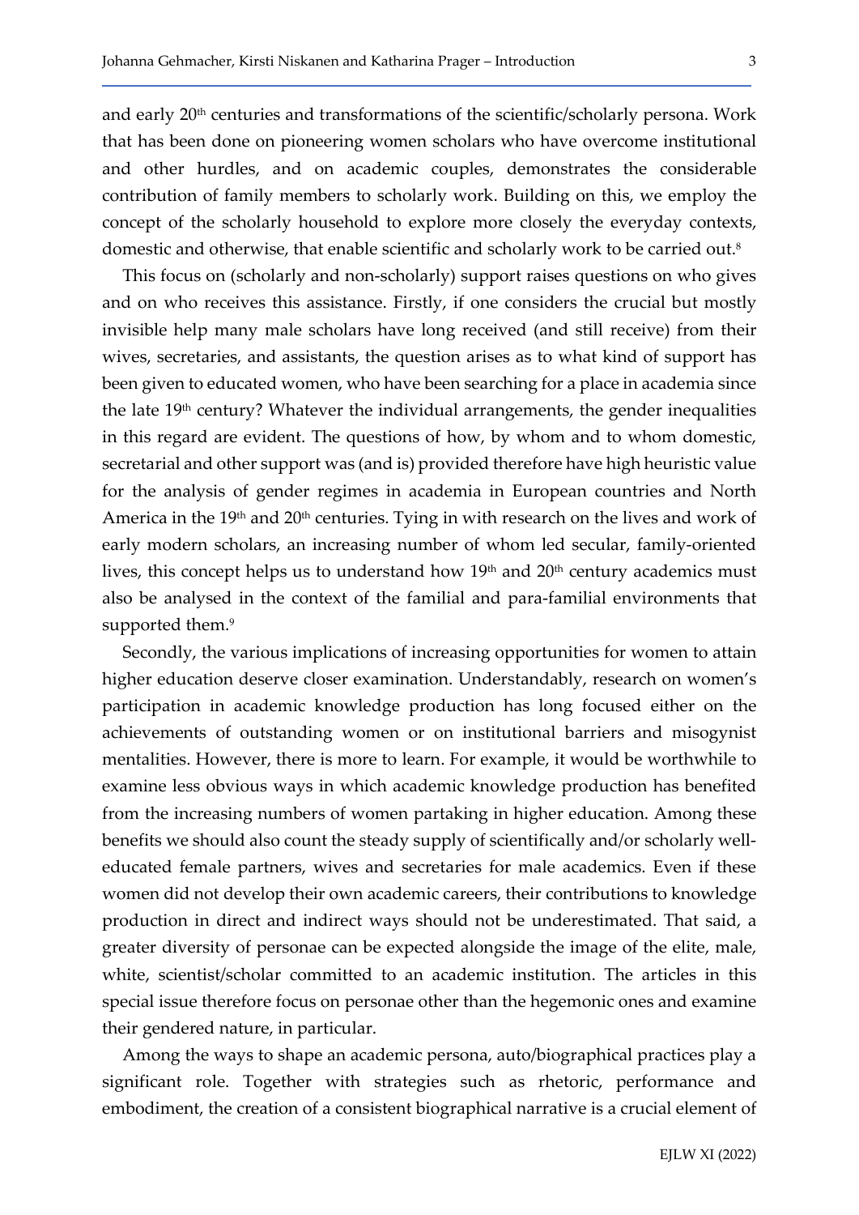and early 20th centuries and transformations of the scientific/scholarly persona. Work that has been done on pioneering women scholars who have overcome institutional and other hurdles, and on academic couples, demonstrates the considerable contribution of family members to scholarly work. Building on this, we employ the concept of the scholarly household to explore more closely the everyday contexts, domestic and otherwise, that enable scientific and scholarly work to be carried out.[8]

This focus on (scholarly and non-scholarly) support raises questions on who gives and on who receives this assistance. Firstly, if one considers the crucial but mostly invisible help many male scholars have long received (and still receive) from their wives, secretaries, and assistants, the question arises as to what kind of support has been given to educated women, who have been searching for a place in academia since the late 19th century? Whatever the individual arrangements, the gender inequalities in this regard are evident. The questions of how, by whom and to whom domestic, secretarial and other support was (and is) provided therefore have high heuristic value for the analysis of gender regimes in academia in European countries and North America in the 19th and 20th centuries. Tying in with research on the lives and work of early modern scholars, an increasing number of whom led secular, family-oriented lives, this concept helps us to understand how 19th and 20th century academics must also be analysed in the context of the familial and para-familial environments that supported them.[9]

Secondly, the various implications of increasing opportunities for women to attain higher education deserve closer examination. Understandably, research on women's participation in academic knowledge production has long focused either on the achievements of outstanding women or on institutional barriers and misogynist mentalities. However, there is more to learn. For example, it would be worthwhile to examine less obvious ways in which academic knowledge production has benefited from the increasing numbers of women partaking in higher education. Among these benefits we should also count the steady supply of scientifically and/or scholarly well-educated female partners, wives and secretaries for male academics. Even if these women did not develop their own academic careers, their contributions to knowledge production in direct and indirect ways should not be underestimated. That said, a greater diversity of personae can be expected alongside the image of the elite, male, white, scientist/scholar committed to an academic institution. The articles in this special issue therefore focus on personae other than the hegemonic ones and examine their gendered nature, in particular.

Among the ways to shape an academic persona, auto/biographical practices play a significant role. Together with strategies such as rhetoric, performance and embodiment, the creation of a consistent biographical narrative is a crucial element of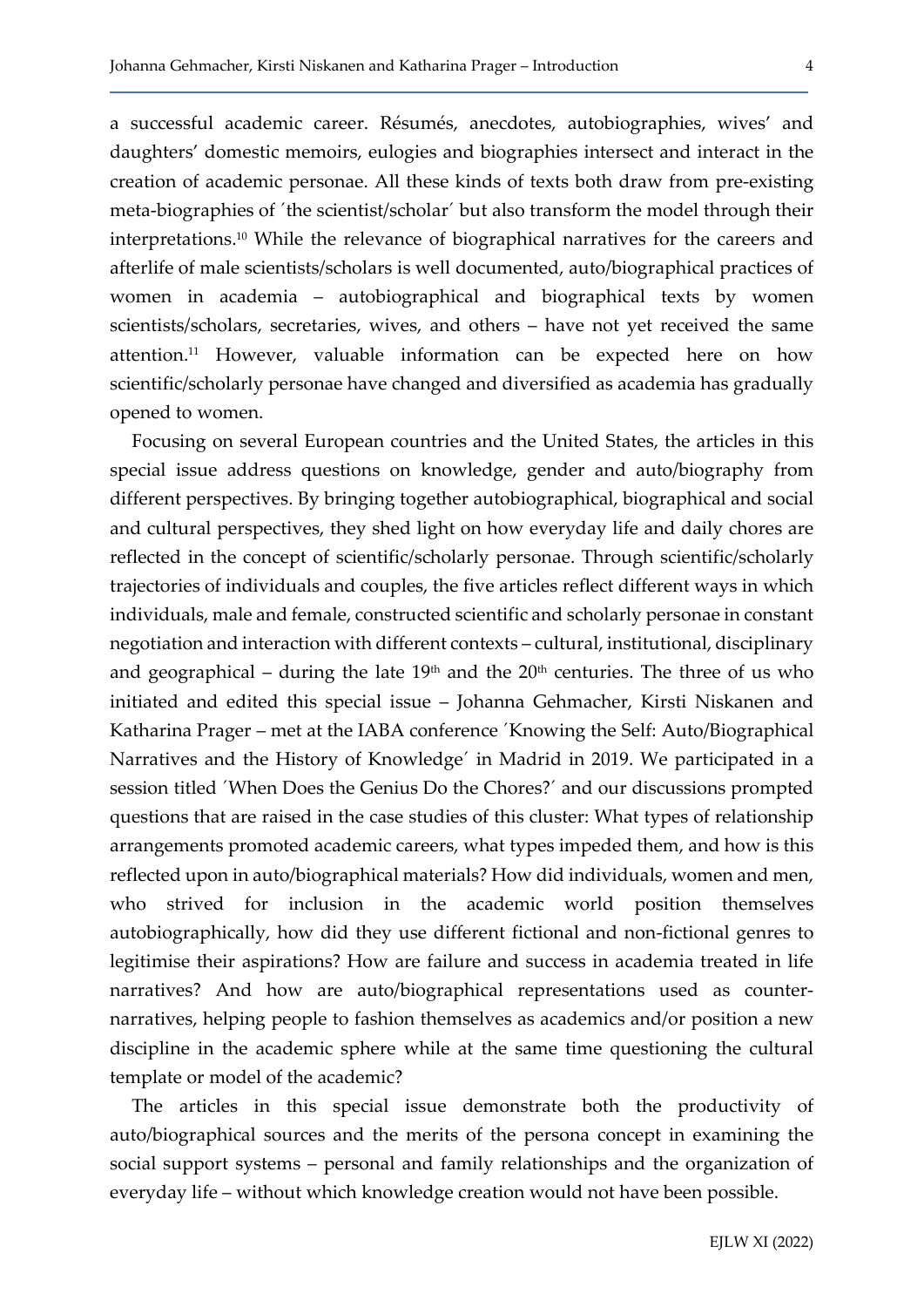a successful academic career. Résumés, anecdotes, autobiographies, wives' and daughters' domestic memoirs, eulogies and biographies intersect and interact in the creation of academic personae. All these kinds of texts both draw from pre-existing meta-biographies of ´the scientist/scholar´ but also transform the model through their interpretations.[10] While the relevance of biographical narratives for the careers and afterlife of male scientists/scholars is well documented, auto/biographical practices of women in academia – autobiographical and biographical texts by women scientists/scholars, secretaries, wives, and others – have not yet received the same attention.[11] However, valuable information can be expected here on how scientific/scholarly personae have changed and diversified as academia has gradually opened to women.

Focusing on several European countries and the United States, the articles in this special issue address questions on knowledge, gender and auto/biography from different perspectives. By bringing together autobiographical, biographical and social and cultural perspectives, they shed light on how everyday life and daily chores are reflected in the concept of scientific/scholarly personae. Through scientific/scholarly trajectories of individuals and couples, the five articles reflect different ways in which individuals, male and female, constructed scientific and scholarly personae in constant negotiation and interaction with different contexts – cultural, institutional, disciplinary and geographical – during the late 19th and the 20th centuries. The three of us who initiated and edited this special issue – Johanna Gehmacher, Kirsti Niskanen and Katharina Prager – met at the IABA conference ´Knowing the Self: Auto/Biographical Narratives and the History of Knowledge´ in Madrid in 2019. We participated in a session titled ´When Does the Genius Do the Chores?´ and our discussions prompted questions that are raised in the case studies of this cluster: What types of relationship arrangements promoted academic careers, what types impeded them, and how is this reflected upon in auto/biographical materials? How did individuals, women and men, who strived for inclusion in the academic world position themselves autobiographically, how did they use different fictional and non-fictional genres to legitimise their aspirations? How are failure and success in academia treated in life narratives? And how are auto/biographical representations used as counter-narratives, helping people to fashion themselves as academics and/or position a new discipline in the academic sphere while at the same time questioning the cultural template or model of the academic?

The articles in this special issue demonstrate both the productivity of auto/biographical sources and the merits of the persona concept in examining the social support systems – personal and family relationships and the organization of everyday life – without which knowledge creation would not have been possible.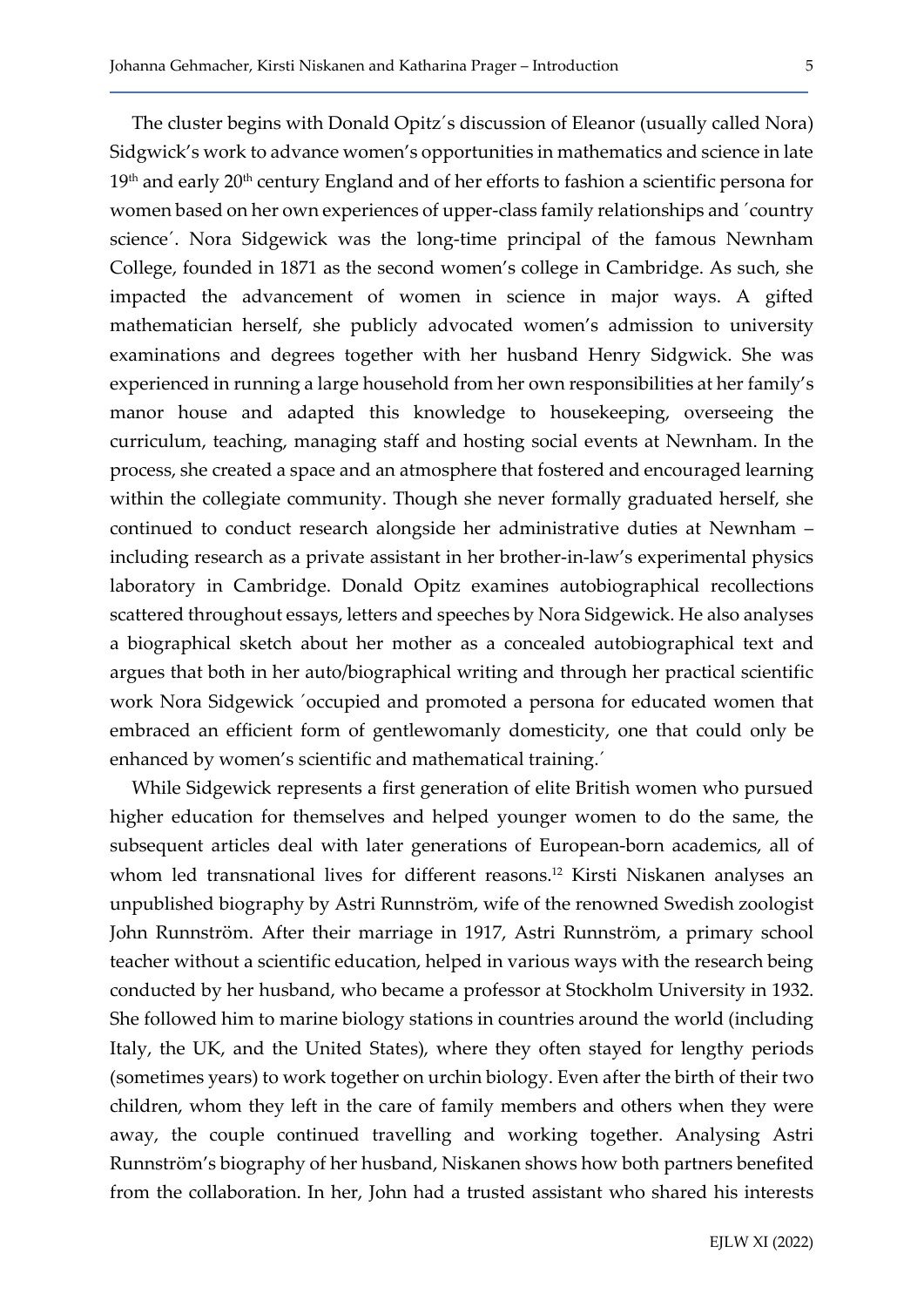The cluster begins with Donald Opitz´s discussion of Eleanor (usually called Nora) Sidgwick's work to advance women's opportunities in mathematics and science in late 19th and early 20th century England and of her efforts to fashion a scientific persona for women based on her own experiences of upper-class family relationships and ´country science´. Nora Sidgewick was the long-time principal of the famous Newnham College, founded in 1871 as the second women's college in Cambridge. As such, she impacted the advancement of women in science in major ways. A gifted mathematician herself, she publicly advocated women's admission to university examinations and degrees together with her husband Henry Sidgwick. She was experienced in running a large household from her own responsibilities at her family's manor house and adapted this knowledge to housekeeping, overseeing the curriculum, teaching, managing staff and hosting social events at Newnham. In the process, she created a space and an atmosphere that fostered and encouraged learning within the collegiate community. Though she never formally graduated herself, she continued to conduct research alongside her administrative duties at Newnham – including research as a private assistant in her brother-in-law's experimental physics laboratory in Cambridge. Donald Opitz examines autobiographical recollections scattered throughout essays, letters and speeches by Nora Sidgewick. He also analyses a biographical sketch about her mother as a concealed autobiographical text and argues that both in her auto/biographical writing and through her practical scientific work Nora Sidgewick ´occupied and promoted a persona for educated women that embraced an efficient form of gentlewomanly domesticity, one that could only be enhanced by women's scientific and mathematical training.´

While Sidgewick represents a first generation of elite British women who pursued higher education for themselves and helped younger women to do the same, the subsequent articles deal with later generations of European-born academics, all of whom led transnational lives for different reasons.[12] Kirsti Niskanen analyses an unpublished biography by Astri Runnström, wife of the renowned Swedish zoologist John Runnström. After their marriage in 1917, Astri Runnström, a primary school teacher without a scientific education, helped in various ways with the research being conducted by her husband, who became a professor at Stockholm University in 1932. She followed him to marine biology stations in countries around the world (including Italy, the UK, and the United States), where they often stayed for lengthy periods (sometimes years) to work together on urchin biology. Even after the birth of their two children, whom they left in the care of family members and others when they were away, the couple continued travelling and working together. Analysing Astri Runnström's biography of her husband, Niskanen shows how both partners benefited from the collaboration. In her, John had a trusted assistant who shared his interests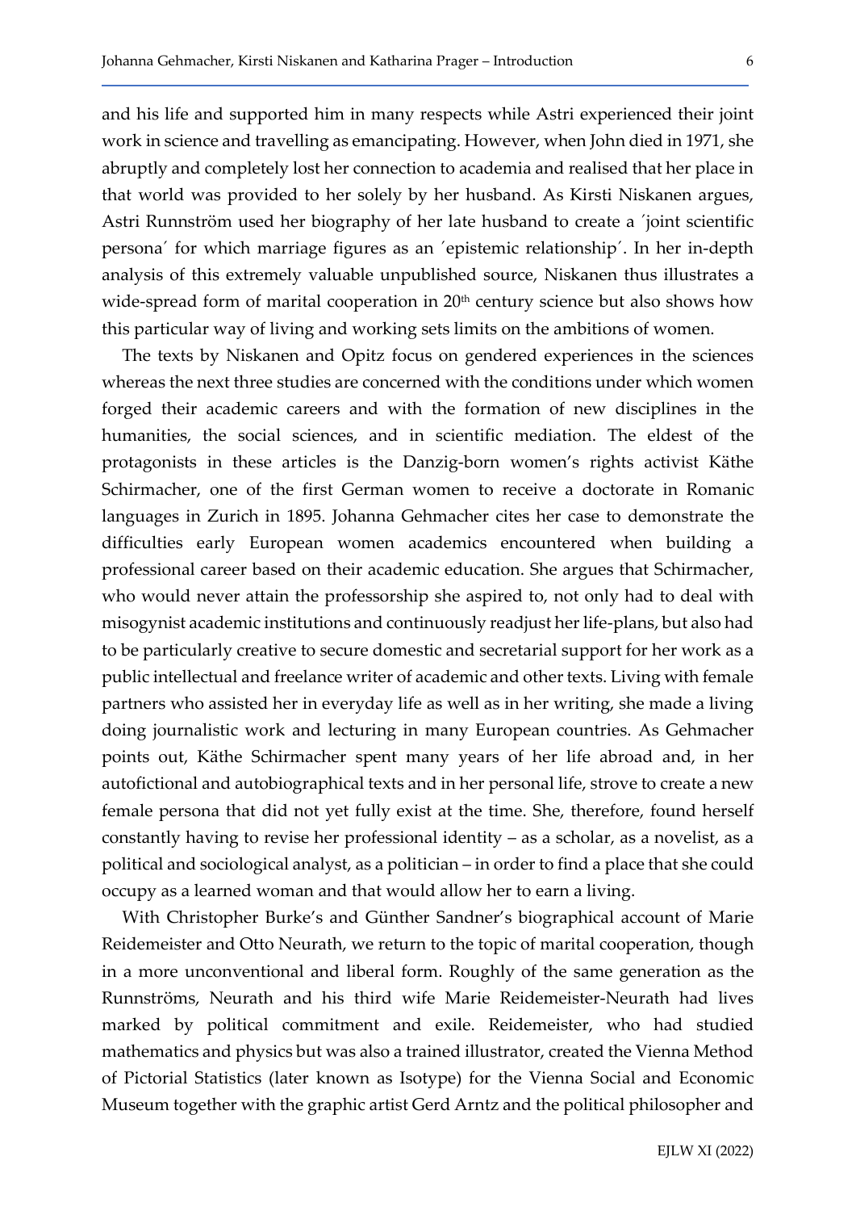and his life and supported him in many respects while Astri experienced their joint work in science and travelling as emancipating. However, when John died in 1971, she abruptly and completely lost her connection to academia and realised that her place in that world was provided to her solely by her husband. As Kirsti Niskanen argues, Astri Runnström used her biography of her late husband to create a ´joint scientific persona´ for which marriage figures as an ´epistemic relationship´. In her in-depth analysis of this extremely valuable unpublished source, Niskanen thus illustrates a wide-spread form of marital cooperation in 20th century science but also shows how this particular way of living and working sets limits on the ambitions of women.

The texts by Niskanen and Opitz focus on gendered experiences in the sciences whereas the next three studies are concerned with the conditions under which women forged their academic careers and with the formation of new disciplines in the humanities, the social sciences, and in scientific mediation. The eldest of the protagonists in these articles is the Danzig-born women's rights activist Käthe Schirmacher, one of the first German women to receive a doctorate in Romanic languages in Zurich in 1895. Johanna Gehmacher cites her case to demonstrate the difficulties early European women academics encountered when building a professional career based on their academic education. She argues that Schirmacher, who would never attain the professorship she aspired to, not only had to deal with misogynist academic institutions and continuously readjust her life-plans, but also had to be particularly creative to secure domestic and secretarial support for her work as a public intellectual and freelance writer of academic and other texts. Living with female partners who assisted her in everyday life as well as in her writing, she made a living doing journalistic work and lecturing in many European countries. As Gehmacher points out, Käthe Schirmacher spent many years of her life abroad and, in her autofictional and autobiographical texts and in her personal life, strove to create a new female persona that did not yet fully exist at the time. She, therefore, found herself constantly having to revise her professional identity – as a scholar, as a novelist, as a political and sociological analyst, as a politician – in order to find a place that she could occupy as a learned woman and that would allow her to earn a living.

With Christopher Burke's and Günther Sandner's biographical account of Marie Reidemeister and Otto Neurath, we return to the topic of marital cooperation, though in a more unconventional and liberal form. Roughly of the same generation as the Runnströms, Neurath and his third wife Marie Reidemeister-Neurath had lives marked by political commitment and exile. Reidemeister, who had studied mathematics and physics but was also a trained illustrator, created the Vienna Method of Pictorial Statistics (later known as Isotype) for the Vienna Social and Economic Museum together with the graphic artist Gerd Arntz and the political philosopher and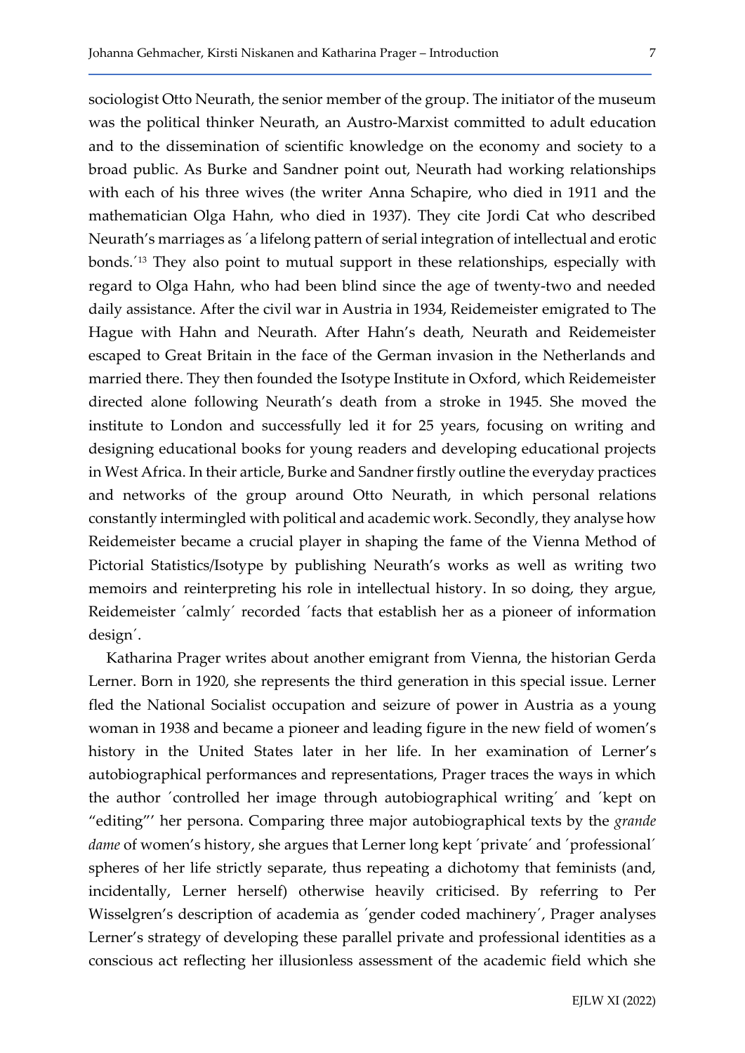sociologist Otto Neurath, the senior member of the group. The initiator of the museum was the political thinker Neurath, an Austro-Marxist committed to adult education and to the dissemination of scientific knowledge on the economy and society to a broad public. As Burke and Sandner point out, Neurath had working relationships with each of his three wives (the writer Anna Schapire, who died in 1911 and the mathematician Olga Hahn, who died in 1937). They cite Jordi Cat who described Neurath's marriages as ´a lifelong pattern of serial integration of intellectual and erotic bonds.´[13] They also point to mutual support in these relationships, especially with regard to Olga Hahn, who had been blind since the age of twenty-two and needed daily assistance. After the civil war in Austria in 1934, Reidemeister emigrated to The Hague with Hahn and Neurath. After Hahn's death, Neurath and Reidemeister escaped to Great Britain in the face of the German invasion in the Netherlands and married there. They then founded the Isotype Institute in Oxford, which Reidemeister directed alone following Neurath's death from a stroke in 1945. She moved the institute to London and successfully led it for 25 years, focusing on writing and designing educational books for young readers and developing educational projects in West Africa. In their article, Burke and Sandner firstly outline the everyday practices and networks of the group around Otto Neurath, in which personal relations constantly intermingled with political and academic work. Secondly, they analyse how Reidemeister became a crucial player in shaping the fame of the Vienna Method of Pictorial Statistics/Isotype by publishing Neurath's works as well as writing two memoirs and reinterpreting his role in intellectual history. In so doing, they argue, Reidemeister ´calmly´ recorded ´facts that establish her as a pioneer of information design´.

Katharina Prager writes about another emigrant from Vienna, the historian Gerda Lerner. Born in 1920, she represents the third generation in this special issue. Lerner fled the National Socialist occupation and seizure of power in Austria as a young woman in 1938 and became a pioneer and leading figure in the new field of women's history in the United States later in her life. In her examination of Lerner's autobiographical performances and representations, Prager traces the ways in which the author ´controlled her image through autobiographical writing´ and ´kept on "editing"' her persona. Comparing three major autobiographical texts by the *grande dame* of women's history, she argues that Lerner long kept ´private´ and ´professional´ spheres of her life strictly separate, thus repeating a dichotomy that feminists (and, incidentally, Lerner herself) otherwise heavily criticised. By referring to Per Wisselgren's description of academia as ´gender coded machinery´, Prager analyses Lerner's strategy of developing these parallel private and professional identities as a conscious act reflecting her illusionless assessment of the academic field which she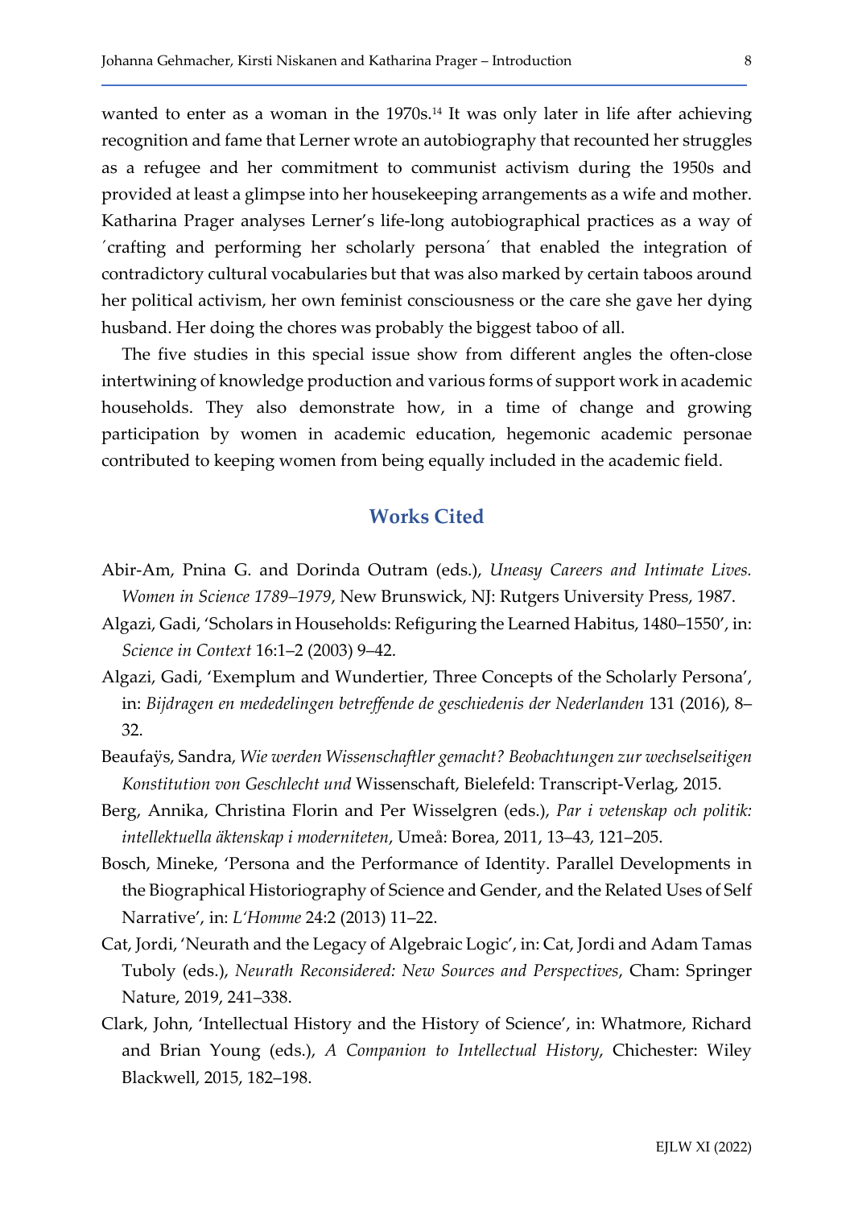wanted to enter as a woman in the 1970s.[14] It was only later in life after achieving recognition and fame that Lerner wrote an autobiography that recounted her struggles as a refugee and her commitment to communist activism during the 1950s and provided at least a glimpse into her housekeeping arrangements as a wife and mother. Katharina Prager analyses Lerner's life-long autobiographical practices as a way of ´crafting and performing her scholarly persona´ that enabled the integration of contradictory cultural vocabularies but that was also marked by certain taboos around her political activism, her own feminist consciousness or the care she gave her dying husband. Her doing the chores was probably the biggest taboo of all.

The five studies in this special issue show from different angles the often-close intertwining of knowledge production and various forms of support work in academic households. They also demonstrate how, in a time of change and growing participation by women in academic education, hegemonic academic personae contributed to keeping women from being equally included in the academic field.

## Works Cited

Abir-Am, Pnina G. and Dorinda Outram (eds.), *Uneasy Careers and Intimate Lives. Women in Science 1789–1979*, New Brunswick, NJ: Rutgers University Press, 1987.

Algazi, Gadi, 'Scholars in Households: Refiguring the Learned Habitus, 1480–1550', in: *Science in Context* 16:1–2 (2003) 9–42.

Algazi, Gadi, 'Exemplum and Wundertier, Three Concepts of the Scholarly Persona', in: *Bijdragen en mededelingen betreffende de geschiedenis der Nederlanden* 131 (2016), 8–32.

Beaufaÿs, Sandra, *Wie werden Wissenschaftler gemacht? Beobachtungen zur wechselseitigen Konstitution von Geschlecht und* Wissenschaft, Bielefeld: Transcript-Verlag, 2015.

Berg, Annika, Christina Florin and Per Wisselgren (eds.), *Par i vetenskap och politik: intellektuella äktenskap i moderniteten*, Umeå: Borea, 2011, 13–43, 121–205.

Bosch, Mineke, 'Persona and the Performance of Identity. Parallel Developments in the Biographical Historiography of Science and Gender, and the Related Uses of Self Narrative', in: *L'Homme* 24:2 (2013) 11–22.

Cat, Jordi, 'Neurath and the Legacy of Algebraic Logic', in: Cat, Jordi and Adam Tamas Tuboly (eds.), *Neurath Reconsidered: New Sources and Perspectives*, Cham: Springer Nature, 2019, 241–338.

Clark, John, 'Intellectual History and the History of Science', in: Whatmore, Richard and Brian Young (eds.), *A Companion to Intellectual History*, Chichester: Wiley Blackwell, 2015, 182–198.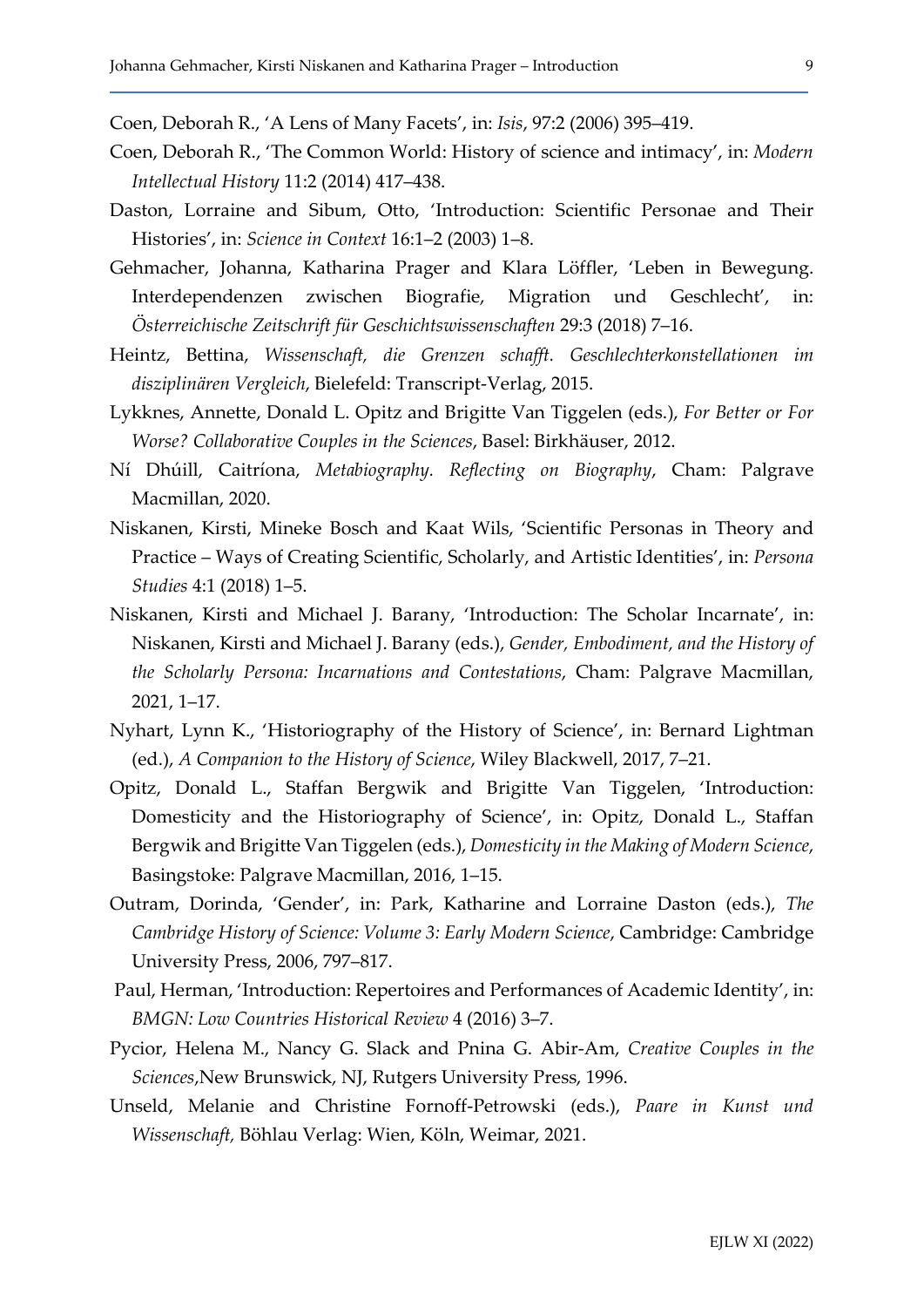Coen, Deborah R., 'A Lens of Many Facets', in: *Isis*, 97:2 (2006) 395–419.

Coen, Deborah R., 'The Common World: History of science and intimacy', in: *Modern Intellectual History* 11:2 (2014) 417–438.

Daston, Lorraine and Sibum, Otto, 'Introduction: Scientific Personae and Their Histories', in: *Science in Context* 16:1–2 (2003) 1–8.

Gehmacher, Johanna, Katharina Prager and Klara Löffler, 'Leben in Bewegung. Interdependenzen zwischen Biografie, Migration und Geschlecht', in: *Österreichische Zeitschrift für Geschichtswissenschaften* 29:3 (2018) 7–16.

Heintz, Bettina, *Wissenschaft, die Grenzen schafft. Geschlechterkonstellationen im disziplinären Vergleich*, Bielefeld: Transcript-Verlag, 2015.

Lykknes, Annette, Donald L. Opitz and Brigitte Van Tiggelen (eds.), *For Better or For Worse? Collaborative Couples in the Sciences*, Basel: Birkhäuser, 2012.

Ní Dhúill, Caitríona, *Metabiography. Reflecting on Biography*, Cham: Palgrave Macmillan, 2020.

Niskanen, Kirsti, Mineke Bosch and Kaat Wils, 'Scientific Personas in Theory and Practice – Ways of Creating Scientific, Scholarly, and Artistic Identities', in: *Persona Studies* 4:1 (2018) 1–5.

Niskanen, Kirsti and Michael J. Barany, 'Introduction: The Scholar Incarnate', in: Niskanen, Kirsti and Michael J. Barany (eds.), *Gender, Embodiment, and the History of the Scholarly Persona: Incarnations and Contestations*, Cham: Palgrave Macmillan, 2021, 1–17.

Nyhart, Lynn K., 'Historiography of the History of Science', in: Bernard Lightman (ed.), *A Companion to the History of Science*, Wiley Blackwell, 2017, 7–21.

Opitz, Donald L., Staffan Bergwik and Brigitte Van Tiggelen, 'Introduction: Domesticity and the Historiography of Science', in: Opitz, Donald L., Staffan Bergwik and Brigitte Van Tiggelen (eds.), *Domesticity in the Making of Modern Science*, Basingstoke: Palgrave Macmillan, 2016, 1–15.

Outram, Dorinda, 'Gender', in: Park, Katharine and Lorraine Daston (eds.), *The Cambridge History of Science: Volume 3: Early Modern Science*, Cambridge: Cambridge University Press, 2006, 797–817.

Paul, Herman, 'Introduction: Repertoires and Performances of Academic Identity', in: *BMGN: Low Countries Historical Review* 4 (2016) 3–7.

Pycior, Helena M., Nancy G. Slack and Pnina G. Abir-Am, *Creative Couples in the Sciences*,New Brunswick, NJ, Rutgers University Press, 1996.

Unseld, Melanie and Christine Fornoff-Petrowski (eds.), *Paare in Kunst und Wissenschaft,* Böhlau Verlag: Wien, Köln, Weimar, 2021.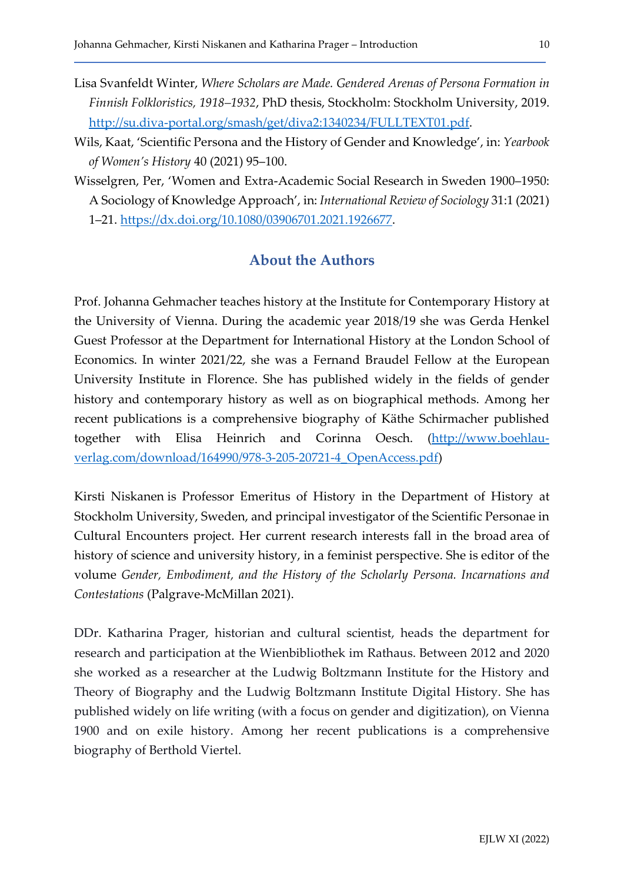Lisa Svanfeldt Winter, *Where Scholars are Made. Gendered Arenas of Persona Formation in Finnish Folkloristics, 1918–1932*, PhD thesis, Stockholm: Stockholm University, 2019. http://su.diva-portal.org/smash/get/diva2:1340234/FULLTEXT01.pdf.

Wils, Kaat, 'Scientific Persona and the History of Gender and Knowledge', in: *Yearbook of Women's History* 40 (2021) 95–100.

Wisselgren, Per, 'Women and Extra-Academic Social Research in Sweden 1900–1950: A Sociology of Knowledge Approach', in: *International Review of Sociology* 31:1 (2021) 1–21. https://dx.doi.org/10.1080/03906701.2021.1926677.

## About the Authors

Prof. Johanna Gehmacher teaches history at the Institute for Contemporary History at the University of Vienna. During the academic year 2018/19 she was Gerda Henkel Guest Professor at the Department for International History at the London School of Economics. In winter 2021/22, she was a Fernand Braudel Fellow at the European University Institute in Florence. She has published widely in the fields of gender history and contemporary history as well as on biographical methods. Among her recent publications is a comprehensive biography of Käthe Schirmacher published together with Elisa Heinrich and Corinna Oesch. (http://www.boehlau-verlag.com/download/164990/978-3-205-20721-4_OpenAccess.pdf)

Kirsti Niskanen is Professor Emeritus of History in the Department of History at Stockholm University, Sweden, and principal investigator of the Scientific Personae in Cultural Encounters project. Her current research interests fall in the broad area of history of science and university history, in a feminist perspective. She is editor of the volume *Gender, Embodiment, and the History of the Scholarly Persona. Incarnations and Contestations* (Palgrave-McMillan 2021).

DDr. Katharina Prager, historian and cultural scientist, heads the department for research and participation at the Wienbibliothek im Rathaus. Between 2012 and 2020 she worked as a researcher at the Ludwig Boltzmann Institute for the History and Theory of Biography and the Ludwig Boltzmann Institute Digital History. She has published widely on life writing (with a focus on gender and digitization), on Vienna 1900 and on exile history. Among her recent publications is a comprehensive biography of Berthold Viertel.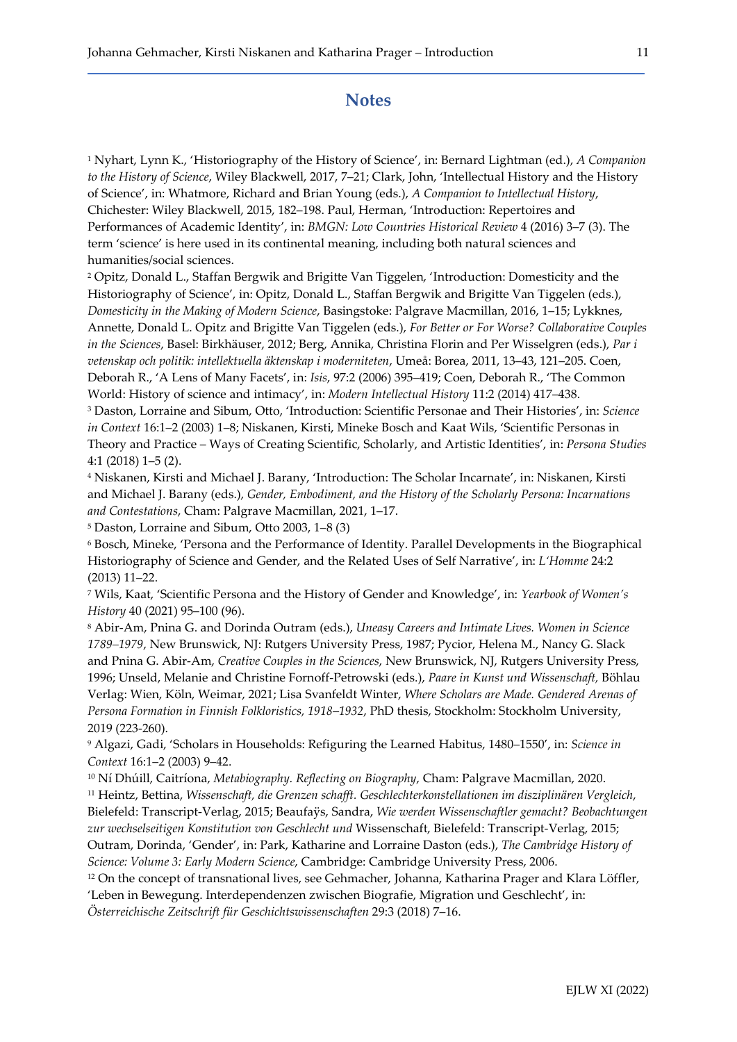## Notes

[1] Nyhart, Lynn K., 'Historiography of the History of Science', in: Bernard Lightman (ed.), *A Companion to the History of Science*, Wiley Blackwell, 2017, 7–21; Clark, John, 'Intellectual History and the History of Science', in: Whatmore, Richard and Brian Young (eds.), *A Companion to Intellectual History*, Chichester: Wiley Blackwell, 2015, 182–198. Paul, Herman, 'Introduction: Repertoires and Performances of Academic Identity', in: *BMGN: Low Countries Historical Review* 4 (2016) 3–7 (3). The term 'science' is here used in its continental meaning, including both natural sciences and humanities/social sciences.

[2] Opitz, Donald L., Staffan Bergwik and Brigitte Van Tiggelen, 'Introduction: Domesticity and the Historiography of Science', in: Opitz, Donald L., Staffan Bergwik and Brigitte Van Tiggelen (eds.), *Domesticity in the Making of Modern Science*, Basingstoke: Palgrave Macmillan, 2016, 1–15; Lykknes, Annette, Donald L. Opitz and Brigitte Van Tiggelen (eds.), *For Better or For Worse? Collaborative Couples in the Sciences*, Basel: Birkhäuser, 2012; Berg, Annika, Christina Florin and Per Wisselgren (eds.), *Par i vetenskap och politik: intellektuella äktenskap i moderniteten*, Umeå: Borea, 2011, 13–43, 121–205. Coen, Deborah R., 'A Lens of Many Facets', in: *Isis*, 97:2 (2006) 395–419; Coen, Deborah R., 'The Common World: History of science and intimacy', in: *Modern Intellectual History* 11:2 (2014) 417–438.

[3] Daston, Lorraine and Sibum, Otto, 'Introduction: Scientific Personae and Their Histories', in: *Science in Context* 16:1–2 (2003) 1–8; Niskanen, Kirsti, Mineke Bosch and Kaat Wils, 'Scientific Personas in Theory and Practice – Ways of Creating Scientific, Scholarly, and Artistic Identities', in: *Persona Studies* 4:1 (2018) 1–5 (2).

[4] Niskanen, Kirsti and Michael J. Barany, 'Introduction: The Scholar Incarnate', in: Niskanen, Kirsti and Michael J. Barany (eds.), *Gender, Embodiment, and the History of the Scholarly Persona: Incarnations and Contestations*, Cham: Palgrave Macmillan, 2021, 1–17.

[5] Daston, Lorraine and Sibum, Otto 2003, 1–8 (3)

[6] Bosch, Mineke, 'Persona and the Performance of Identity. Parallel Developments in the Biographical Historiography of Science and Gender, and the Related Uses of Self Narrative', in: *L'Homme* 24:2 (2013) 11–22.

[7] Wils, Kaat, 'Scientific Persona and the History of Gender and Knowledge', in: *Yearbook of Women's History* 40 (2021) 95–100 (96).

[8] Abir-Am, Pnina G. and Dorinda Outram (eds.), *Uneasy Careers and Intimate Lives. Women in Science 1789–1979*, New Brunswick, NJ: Rutgers University Press, 1987; Pycior, Helena M., Nancy G. Slack and Pnina G. Abir-Am, *Creative Couples in the Sciences*, New Brunswick, NJ, Rutgers University Press, 1996; Unseld, Melanie and Christine Fornoff-Petrowski (eds.), *Paare in Kunst und Wissenschaft,* Böhlau Verlag: Wien, Köln, Weimar, 2021; Lisa Svanfeldt Winter, *Where Scholars are Made. Gendered Arenas of Persona Formation in Finnish Folkloristics, 1918–1932*, PhD thesis, Stockholm: Stockholm University, 2019 (223-260).

[9] Algazi, Gadi, 'Scholars in Households: Refiguring the Learned Habitus, 1480–1550', in: *Science in Context* 16:1–2 (2003) 9–42.

[10] Ní Dhúill, Caitríona, *Metabiography. Reflecting on Biography*, Cham: Palgrave Macmillan, 2020.

[11] Heintz, Bettina, *Wissenschaft, die Grenzen schafft. Geschlechterkonstellationen im disziplinären Vergleich*, Bielefeld: Transcript-Verlag, 2015; Beaufaÿs, Sandra, *Wie werden Wissenschaftler gemacht? Beobachtungen zur wechselseitigen Konstitution von Geschlecht und* Wissenschaft, Bielefeld: Transcript-Verlag, 2015; Outram, Dorinda, 'Gender', in: Park, Katharine and Lorraine Daston (eds.), *The Cambridge History of Science: Volume 3: Early Modern Science*, Cambridge: Cambridge University Press, 2006.

[12] On the concept of transnational lives, see Gehmacher, Johanna, Katharina Prager and Klara Löffler, 'Leben in Bewegung. Interdependenzen zwischen Biografie, Migration und Geschlecht', in: *Österreichische Zeitschrift für Geschichtswissenschaften* 29:3 (2018) 7–16.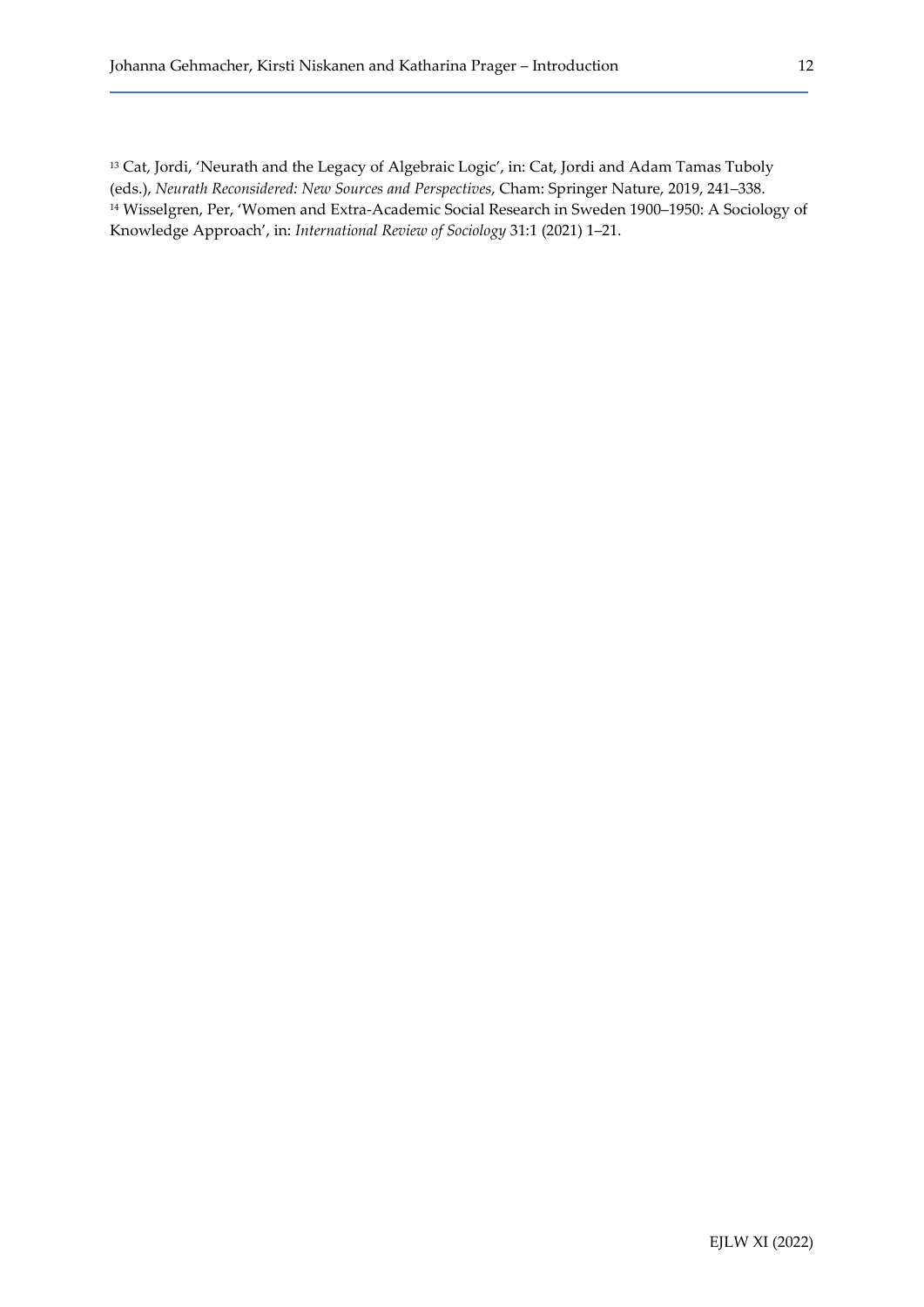[13] Cat, Jordi, 'Neurath and the Legacy of Algebraic Logic', in: Cat, Jordi and Adam Tamas Tuboly (eds.), *Neurath Reconsidered: New Sources and Perspectives*, Cham: Springer Nature, 2019, 241–338.

[14] Wisselgren, Per, 'Women and Extra-Academic Social Research in Sweden 1900–1950: A Sociology of Knowledge Approach', in: *International Review of Sociology* 31:1 (2021) 1–21.